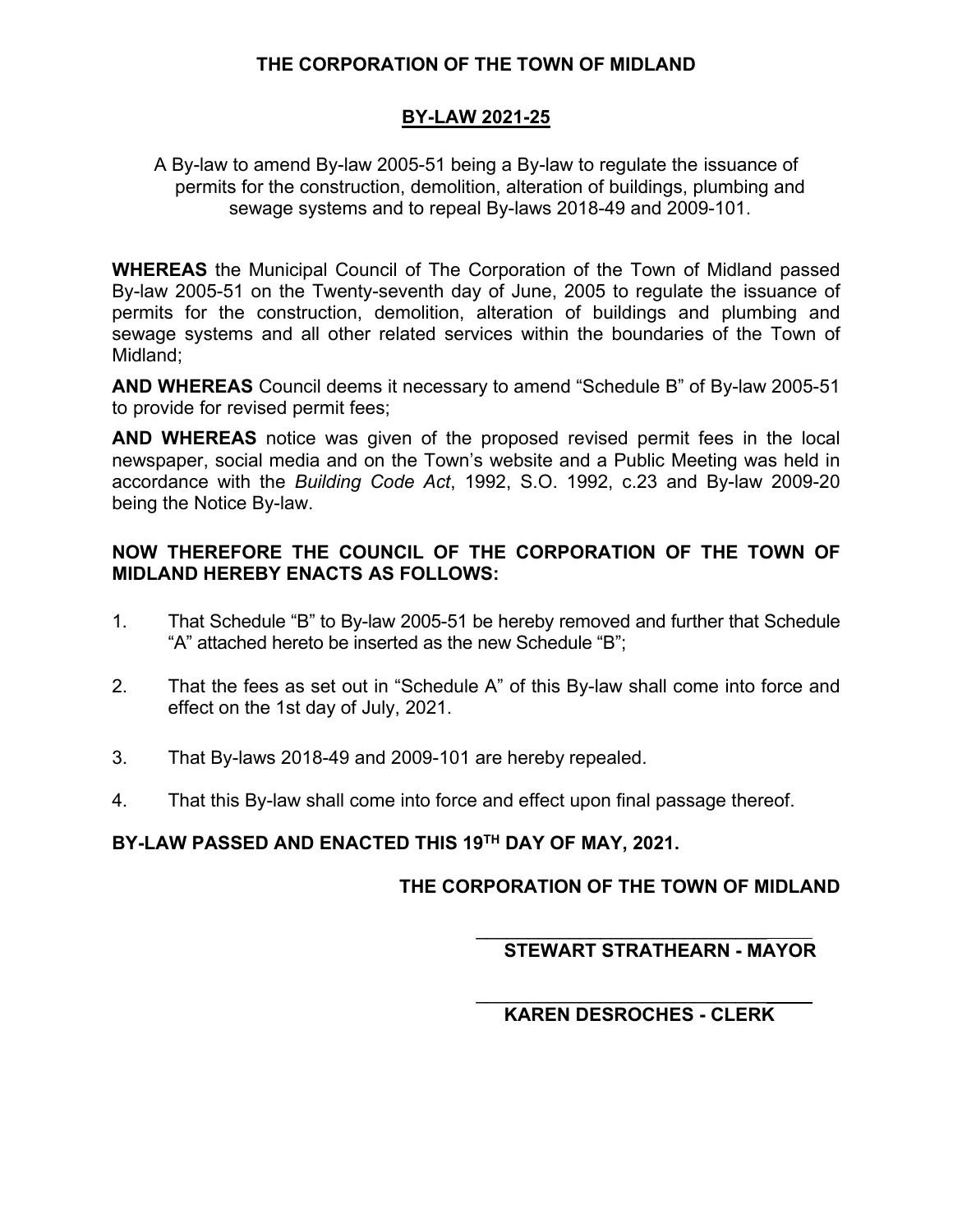# THE CORPORATION OF THE TOWN OF MIDLAND

## BY-LAW 2021-25

A By-law to amend By-law 2005-51 being a By-law to regulate the issuance of permits for the construction, demolition, alteration of buildings, plumbing and sewage systems and to repeal By-laws 2018-49 and 2009-101.

**WHEREAS** the Municipal Council of The Corporation of the Town of Midland passed By-law 2005-51 on the Twenty-seventh day of June, 2005 to regulate the issuance of permits for the construction, demolition, alteration of buildings and plumbing and sewage systems and all other related services within the boundaries of the Town of Midland;

**AND WHEREAS** Council deems it necessary to amend "Schedule B" of By-law 2005-51 to provide for revised permit fees;

**AND WHEREAS** notice was given of the proposed revised permit fees in the local newspaper, social media and on the Town's website and a Public Meeting was held in accordance with the *Building Code Act*, 1992, S.O. 1992, c.23 and By-law 2009-20 being the Notice By-law.

**NOW THEREFORE THE COUNCIL OF THE CORPORATION OF THE TOWN OF MIDLAND HEREBY ENACTS AS FOLLOWS:**

1. That Schedule "B" to By-law 2005-51 be hereby removed and further that Schedule "A" attached hereto be inserted as the new Schedule "B";

2. That the fees as set out in "Schedule A" of this By-law shall come into force and effect on the 1st day of July, 2021.

3. That By-laws 2018-49 and 2009-101 are hereby repealed.

4. That this By-law shall come into force and effect upon final passage thereof.

**BY-LAW PASSED AND ENACTED THIS 19TH DAY OF MAY, 2021.**

**THE CORPORATION OF THE TOWN OF MIDLAND**

______________________________

**STEWART STRATHEARN - MAYOR**

______________________________

**KAREN DESROCHES - CLERK**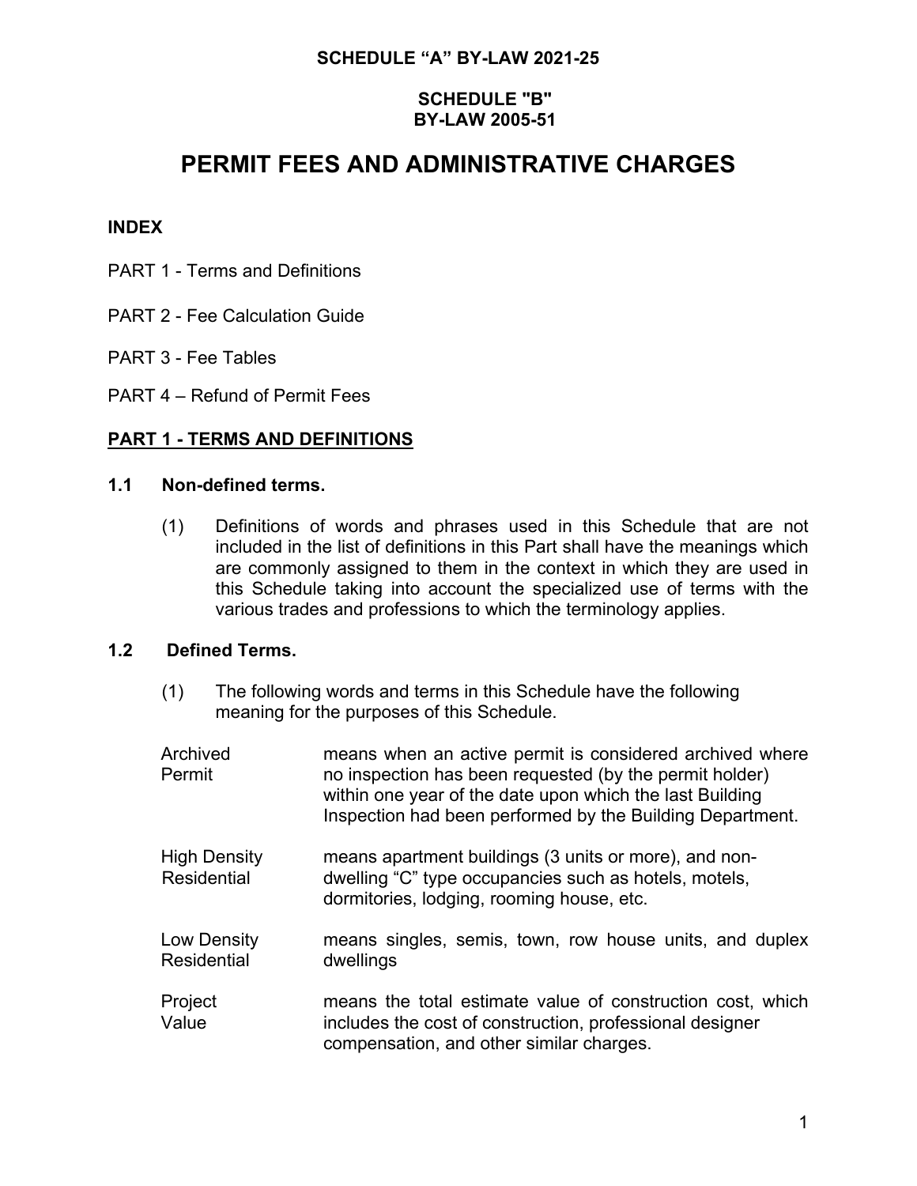**SCHEDULE "A" BY-LAW 2021-25**

**SCHEDULE "B"**
**BY-LAW 2005-51**

# PERMIT FEES AND ADMINISTRATIVE CHARGES

**INDEX**

PART 1 - Terms and Definitions

PART 2 - Fee Calculation Guide

PART 3 - Fee Tables

PART 4 – Refund of Permit Fees

## PART 1 - TERMS AND DEFINITIONS

### 1.1 Non-defined terms.

(1) Definitions of words and phrases used in this Schedule that are not included in the list of definitions in this Part shall have the meanings which are commonly assigned to them in the context in which they are used in this Schedule taking into account the specialized use of terms with the various trades and professions to which the terminology applies.

### 1.2 Defined Terms.

(1) The following words and terms in this Schedule have the following meaning for the purposes of this Schedule.

| | |
|---|---|
| Archived Permit | means when an active permit is considered archived where no inspection has been requested (by the permit holder) within one year of the date upon which the last Building Inspection had been performed by the Building Department. |
| High Density Residential | means apartment buildings (3 units or more), and non-dwelling "C" type occupancies such as hotels, motels, dormitories, lodging, rooming house, etc. |
| Low Density Residential | means singles, semis, town, row house units, and duplex dwellings |
| Project Value | means the total estimate value of construction cost, which includes the cost of construction, professional designer compensation, and other similar charges. |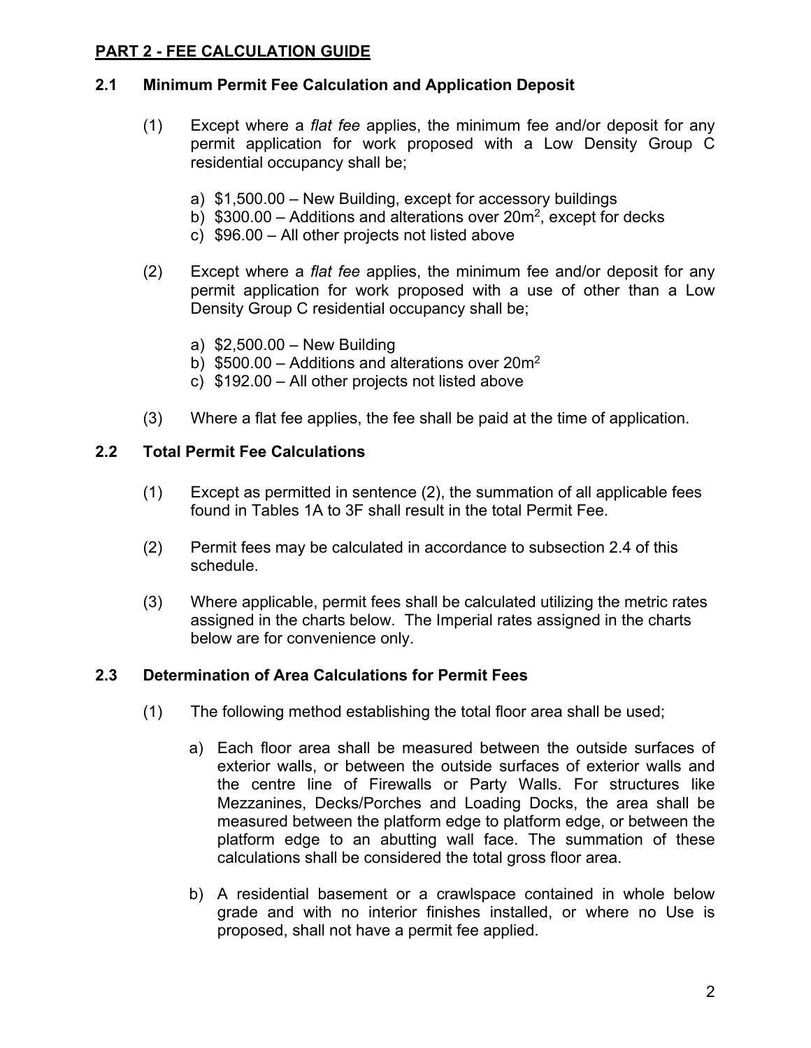## PART 2 - FEE CALCULATION GUIDE

### 2.1 Minimum Permit Fee Calculation and Application Deposit

(1) Except where a *flat fee* applies, the minimum fee and/or deposit for any permit application for work proposed with a Low Density Group C residential occupancy shall be;

a) $1,500.00 – New Building, except for accessory buildings
b) $300.00 – Additions and alterations over 20m$^2$, except for decks
c) $96.00 – All other projects not listed above

(2) Except where a *flat fee* applies, the minimum fee and/or deposit for any permit application for work proposed with a use of other than a Low Density Group C residential occupancy shall be;

a) $2,500.00 – New Building
b) $500.00 – Additions and alterations over 20m$^2$
c) $192.00 – All other projects not listed above

(3) Where a flat fee applies, the fee shall be paid at the time of application.

### 2.2 Total Permit Fee Calculations

(1) Except as permitted in sentence (2), the summation of all applicable fees found in Tables 1A to 3F shall result in the total Permit Fee.

(2) Permit fees may be calculated in accordance to subsection 2.4 of this schedule.

(3) Where applicable, permit fees shall be calculated utilizing the metric rates assigned in the charts below. The Imperial rates assigned in the charts below are for convenience only.

### 2.3 Determination of Area Calculations for Permit Fees

(1) The following method establishing the total floor area shall be used;

a) Each floor area shall be measured between the outside surfaces of exterior walls, or between the outside surfaces of exterior walls and the centre line of Firewalls or Party Walls. For structures like Mezzanines, Decks/Porches and Loading Docks, the area shall be measured between the platform edge to platform edge, or between the platform edge to an abutting wall face. The summation of these calculations shall be considered the total gross floor area.

b) A residential basement or a crawlspace contained in whole below grade and with no interior finishes installed, or where no Use is proposed, shall not have a permit fee applied.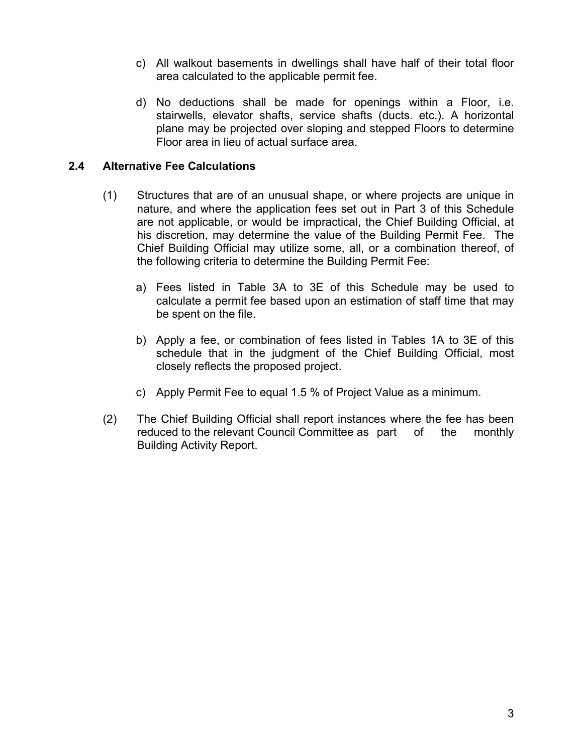c) All walkout basements in dwellings shall have half of their total floor area calculated to the applicable permit fee.

d) No deductions shall be made for openings within a Floor, i.e. stairwells, elevator shafts, service shafts (ducts. etc.). A horizontal plane may be projected over sloping and stepped Floors to determine Floor area in lieu of actual surface area.

### 2.4 Alternative Fee Calculations

(1) Structures that are of an unusual shape, or where projects are unique in nature, and where the application fees set out in Part 3 of this Schedule are not applicable, or would be impractical, the Chief Building Official, at his discretion, may determine the value of the Building Permit Fee. The Chief Building Official may utilize some, all, or a combination thereof, of the following criteria to determine the Building Permit Fee:

a) Fees listed in Table 3A to 3E of this Schedule may be used to calculate a permit fee based upon an estimation of staff time that may be spent on the file.

b) Apply a fee, or combination of fees listed in Tables 1A to 3E of this schedule that in the judgment of the Chief Building Official, most closely reflects the proposed project.

c) Apply Permit Fee to equal 1.5 % of Project Value as a minimum.

(2) The Chief Building Official shall report instances where the fee has been reduced to the relevant Council Committee as part of the monthly Building Activity Report.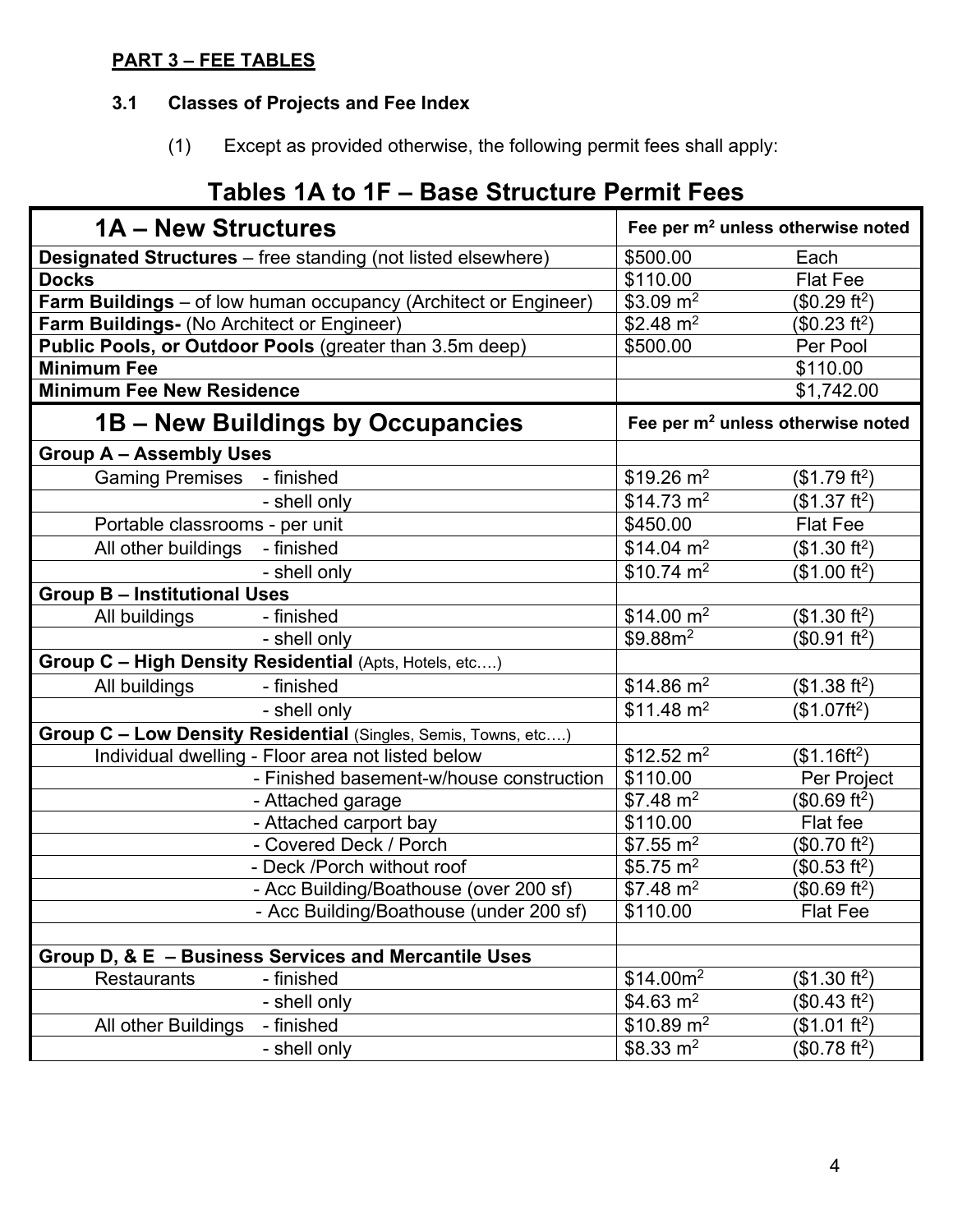## PART 3 – FEE TABLES

### 3.1 Classes of Projects and Fee Index

(1) Except as provided otherwise, the following permit fees shall apply:

## Tables 1A to 1F – Base Structure Permit Fees

| **1A – New Structures** | **Fee per m² unless otherwise noted** | |
|---|---|---|
| **Designated Structures** – free standing (not listed elsewhere) | \$500.00 | Each |
| **Docks** | \$110.00 | Flat Fee |
| **Farm Buildings** – of low human occupancy (Architect or Engineer) | \$3.09 m² | (\$0.29 ft²) |
| **Farm Buildings-** (No Architect or Engineer) | \$2.48 m² | (\$0.23 ft²) |
| **Public Pools, or Outdoor Pools** (greater than 3.5m deep) | \$500.00 | Per Pool |
| **Minimum Fee** | | \$110.00 |
| **Minimum Fee New Residence** | | \$1,742.00 |
| **1B – New Buildings by Occupancies** | **Fee per m² unless otherwise noted** | |
| **Group A – Assembly Uses** | | |
| Gaming Premises - finished | \$19.26 m² | (\$1.79 ft²) |
| - shell only | \$14.73 m² | (\$1.37 ft²) |
| Portable classrooms - per unit | \$450.00 | Flat Fee |
| All other buildings - finished | \$14.04 m² | (\$1.30 ft²) |
| - shell only | \$10.74 m² | (\$1.00 ft²) |
| **Group B – Institutional Uses** | | |
| All buildings - finished | \$14.00 m² | (\$1.30 ft²) |
| - shell only | \$9.88m² | (\$0.91 ft²) |
| **Group C – High Density Residential** (Apts, Hotels, etc….) | | |
| All buildings - finished | \$14.86 m² | (\$1.38 ft²) |
| - shell only | \$11.48 m² | (\$1.07ft²) |
| **Group C – Low Density Residential** (Singles, Semis, Towns, etc….) | | |
| Individual dwelling - Floor area not listed below | \$12.52 m² | (\$1.16ft²) |
| - Finished basement-w/house construction | \$110.00 | Per Project |
| - Attached garage | \$7.48 m² | (\$0.69 ft²) |
| - Attached carport bay | \$110.00 | Flat fee |
| - Covered Deck / Porch | \$7.55 m² | (\$0.70 ft²) |
| - Deck /Porch without roof | \$5.75 m² | (\$0.53 ft²) |
| - Acc Building/Boathouse (over 200 sf) | \$7.48 m² | (\$0.69 ft²) |
| - Acc Building/Boathouse (under 200 sf) | \$110.00 | Flat Fee |
| | | |
| **Group D, & E – Business Services and Mercantile Uses** | | |
| Restaurants - finished | \$14.00m² | (\$1.30 ft²) |
| - shell only | \$4.63 m² | (\$0.43 ft²) |
| All other Buildings - finished | \$10.89 m² | (\$1.01 ft²) |
| - shell only | \$8.33 m² | (\$0.78 ft²) |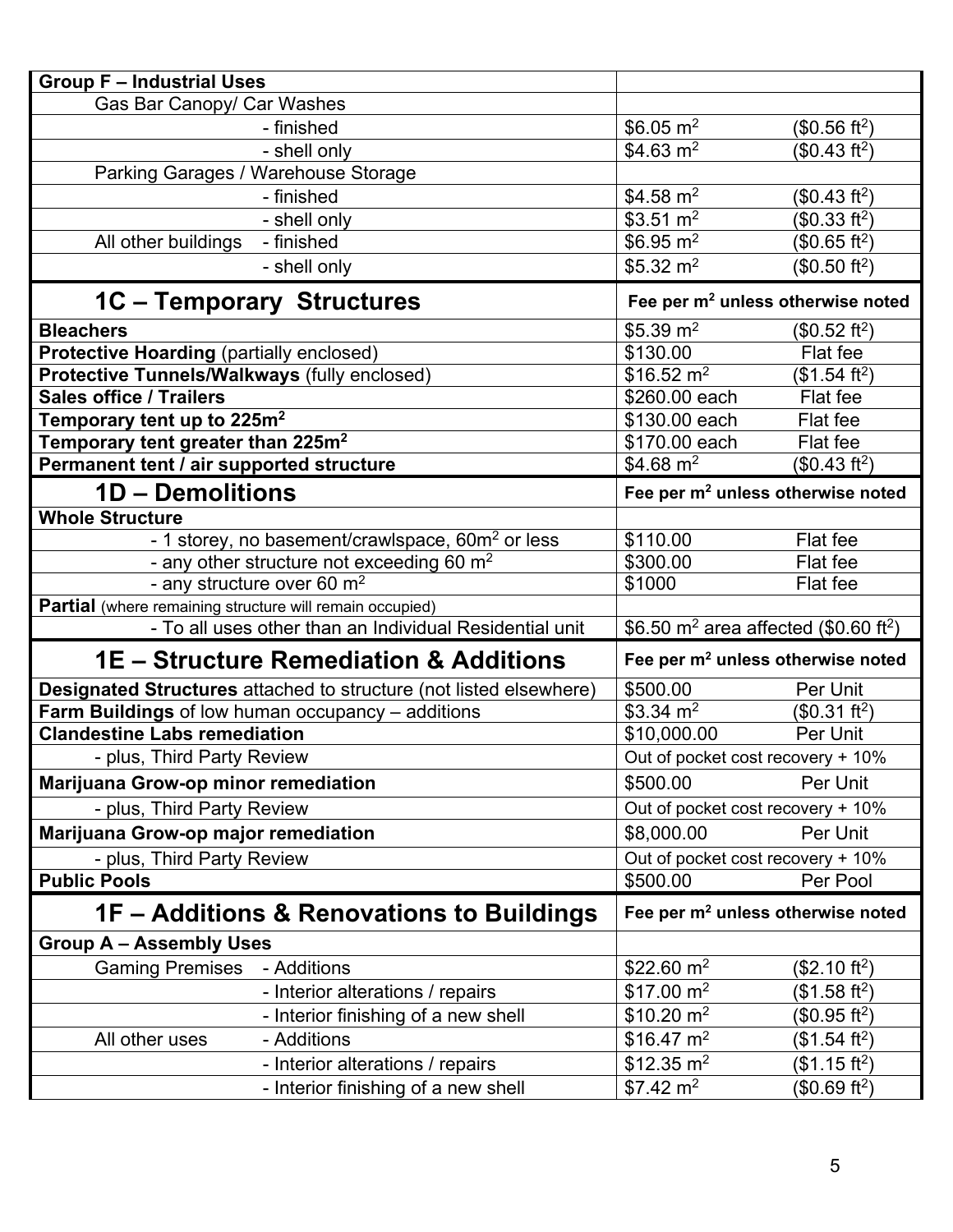| Group F – Industrial Uses | | | |
|---|---|---|---|
| Gas Bar Canopy/ Car Washes | | | |
| | - finished | \$6.05 $m^2$ | (\$0.56 $ft^2$) |
| | - shell only | \$4.63 $m^2$ | (\$0.43 $ft^2$) |
| Parking Garages / Warehouse Storage | | | |
| | - finished | \$4.58 $m^2$ | (\$0.43 $ft^2$) |
| | - shell only | \$3.51 $m^2$ | (\$0.33 $ft^2$) |
| All other buildings | - finished | \$6.95 $m^2$ | (\$0.65 $ft^2$) |
| | - shell only | \$5.32 $m^2$ | (\$0.50 $ft^2$) |

| 1C – Temporary Structures | Fee per $m^2$ unless otherwise noted | |
|---|---|---|
| **Bleachers** | \$5.39 $m^2$ | (\$0.52 $ft^2$) |
| **Protective Hoarding** (partially enclosed) | \$130.00 | Flat fee |
| **Protective Tunnels/Walkways** (fully enclosed) | \$16.52 $m^2$ | (\$1.54 $ft^2$) |
| **Sales office / Trailers** | \$260.00 each | Flat fee |
| **Temporary tent up to 225m²** | \$130.00 each | Flat fee |
| **Temporary tent greater than 225m²** | \$170.00 each | Flat fee |
| **Permanent tent / air supported structure** | \$4.68 $m^2$ | (\$0.43 $ft^2$) |

| 1D – Demolitions | Fee per $m^2$ unless otherwise noted | |
|---|---|---|
| **Whole Structure** | | |
| - 1 storey, no basement/crawlspace, 60m² or less | \$110.00 | Flat fee |
| - any other structure not exceeding 60 m² | \$300.00 | Flat fee |
| - any structure over 60 m² | \$1000 | Flat fee |
| **Partial** (where remaining structure will remain occupied) | | |
| - To all uses other than an Individual Residential unit | \$6.50 $m^2$ area affected (\$0.60 $ft^2$) | |

| 1E – Structure Remediation & Additions | Fee per $m^2$ unless otherwise noted | |
|---|---|---|
| **Designated Structures** attached to structure (not listed elsewhere) | \$500.00 | Per Unit |
| **Farm Buildings** of low human occupancy – additions | \$3.34 $m^2$ | (\$0.31 $ft^2$) |
| **Clandestine Labs remediation** | \$10,000.00 | Per Unit |
| - plus, Third Party Review | Out of pocket cost recovery + 10% | |
| **Marijuana Grow-op minor remediation** | \$500.00 | Per Unit |
| - plus, Third Party Review | Out of pocket cost recovery + 10% | |
| **Marijuana Grow-op major remediation** | \$8,000.00 | Per Unit |
| - plus, Third Party Review | Out of pocket cost recovery + 10% | |
| **Public Pools** | \$500.00 | Per Pool |

| 1F – Additions & Renovations to Buildings | | Fee per $m^2$ unless otherwise noted | |
|---|---|---|---|
| **Group A – Assembly Uses** | | | |
| Gaming Premises | - Additions | \$22.60 $m^2$ | (\$2.10 $ft^2$) |
| | - Interior alterations / repairs | \$17.00 $m^2$ | (\$1.58 $ft^2$) |
| | - Interior finishing of a new shell | \$10.20 $m^2$ | (\$0.95 $ft^2$) |
| All other uses | - Additions | \$16.47 $m^2$ | (\$1.54 $ft^2$) |
| | - Interior alterations / repairs | \$12.35 $m^2$ | (\$1.15 $ft^2$) |
| | - Interior finishing of a new shell | \$7.42 $m^2$ | (\$0.69 $ft^2$) |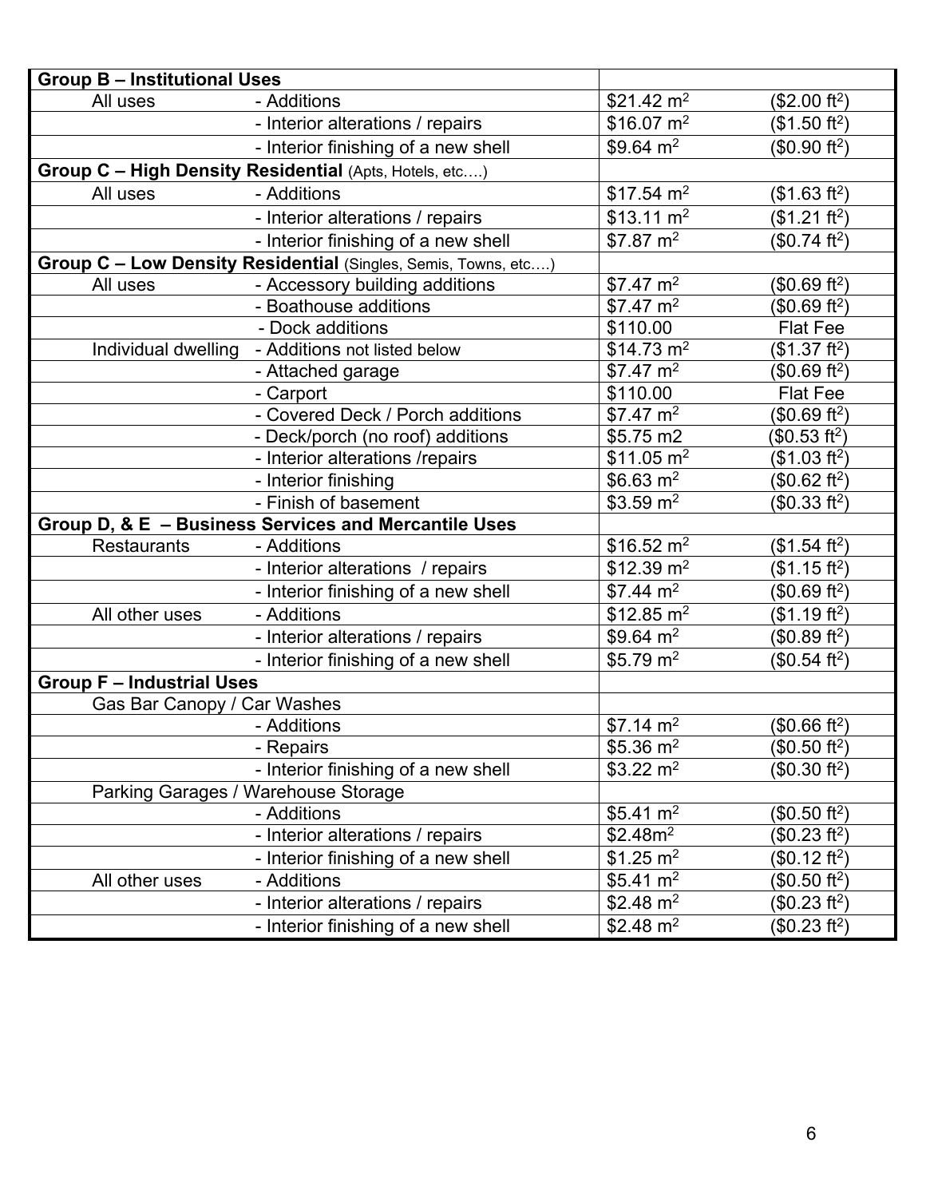| **Group B – Institutional Uses** | | | |
|---|---|---|---|
| All uses | - Additions | \$21.42 $m^2$ | (\$2.00 $ft^2$) |
| | - Interior alterations / repairs | \$16.07 $m^2$ | (\$1.50 $ft^2$) |
| | - Interior finishing of a new shell | \$9.64 $m^2$ | (\$0.90 $ft^2$) |
| **Group C – High Density Residential** (Apts, Hotels, etc….) | | | |
| All uses | - Additions | \$17.54 $m^2$ | (\$1.63 $ft^2$) |
| | - Interior alterations / repairs | \$13.11 $m^2$ | (\$1.21 $ft^2$) |
| | - Interior finishing of a new shell | \$7.87 $m^2$ | (\$0.74 $ft^2$) |
| **Group C – Low Density Residential** (Singles, Semis, Towns, etc….) | | | |
| All uses | - Accessory building additions | \$7.47 $m^2$ | (\$0.69 $ft^2$) |
| | - Boathouse additions | \$7.47 $m^2$ | (\$0.69 $ft^2$) |
| | - Dock additions | \$110.00 | Flat Fee |
| Individual dwelling | - Additions not listed below | \$14.73 $m^2$ | (\$1.37 $ft^2$) |
| | - Attached garage | \$7.47 $m^2$ | (\$0.69 $ft^2$) |
| | - Carport | \$110.00 | Flat Fee |
| | - Covered Deck / Porch additions | \$7.47 $m^2$ | (\$0.69 $ft^2$) |
| | - Deck/porch (no roof) additions | \$5.75 m2 | (\$0.53 $ft^2$) |
| | - Interior alterations /repairs | \$11.05 $m^2$ | (\$1.03 $ft^2$) |
| | - Interior finishing | \$6.63 $m^2$ | (\$0.62 $ft^2$) |
| | - Finish of basement | \$3.59 $m^2$ | (\$0.33 $ft^2$) |
| **Group D, & E – Business Services and Mercantile Uses** | | | |
| Restaurants | - Additions | \$16.52 $m^2$ | (\$1.54 $ft^2$) |
| | - Interior alterations / repairs | \$12.39 $m^2$ | (\$1.15 $ft^2$) |
| | - Interior finishing of a new shell | \$7.44 $m^2$ | (\$0.69 $ft^2$) |
| All other uses | - Additions | \$12.85 $m^2$ | (\$1.19 $ft^2$) |
| | - Interior alterations / repairs | \$9.64 $m^2$ | (\$0.89 $ft^2$) |
| | - Interior finishing of a new shell | \$5.79 $m^2$ | (\$0.54 $ft^2$) |
| **Group F – Industrial Uses** | | | |
| Gas Bar Canopy / Car Washes | | | |
| | - Additions | \$7.14 $m^2$ | (\$0.66 $ft^2$) |
| | - Repairs | \$5.36 $m^2$ | (\$0.50 $ft^2$) |
| | - Interior finishing of a new shell | \$3.22 $m^2$ | (\$0.30 $ft^2$) |
| Parking Garages / Warehouse Storage | | | |
| | - Additions | \$5.41 $m^2$ | (\$0.50 $ft^2$) |
| | - Interior alterations / repairs | \$2.48 $m^2$ | (\$0.23 $ft^2$) |
| | - Interior finishing of a new shell | \$1.25 $m^2$ | (\$0.12 $ft^2$) |
| All other uses | - Additions | \$5.41 $m^2$ | (\$0.50 $ft^2$) |
| | - Interior alterations / repairs | \$2.48 $m^2$ | (\$0.23 $ft^2$) |
| | - Interior finishing of a new shell | \$2.48 $m^2$ | (\$0.23 $ft^2$) |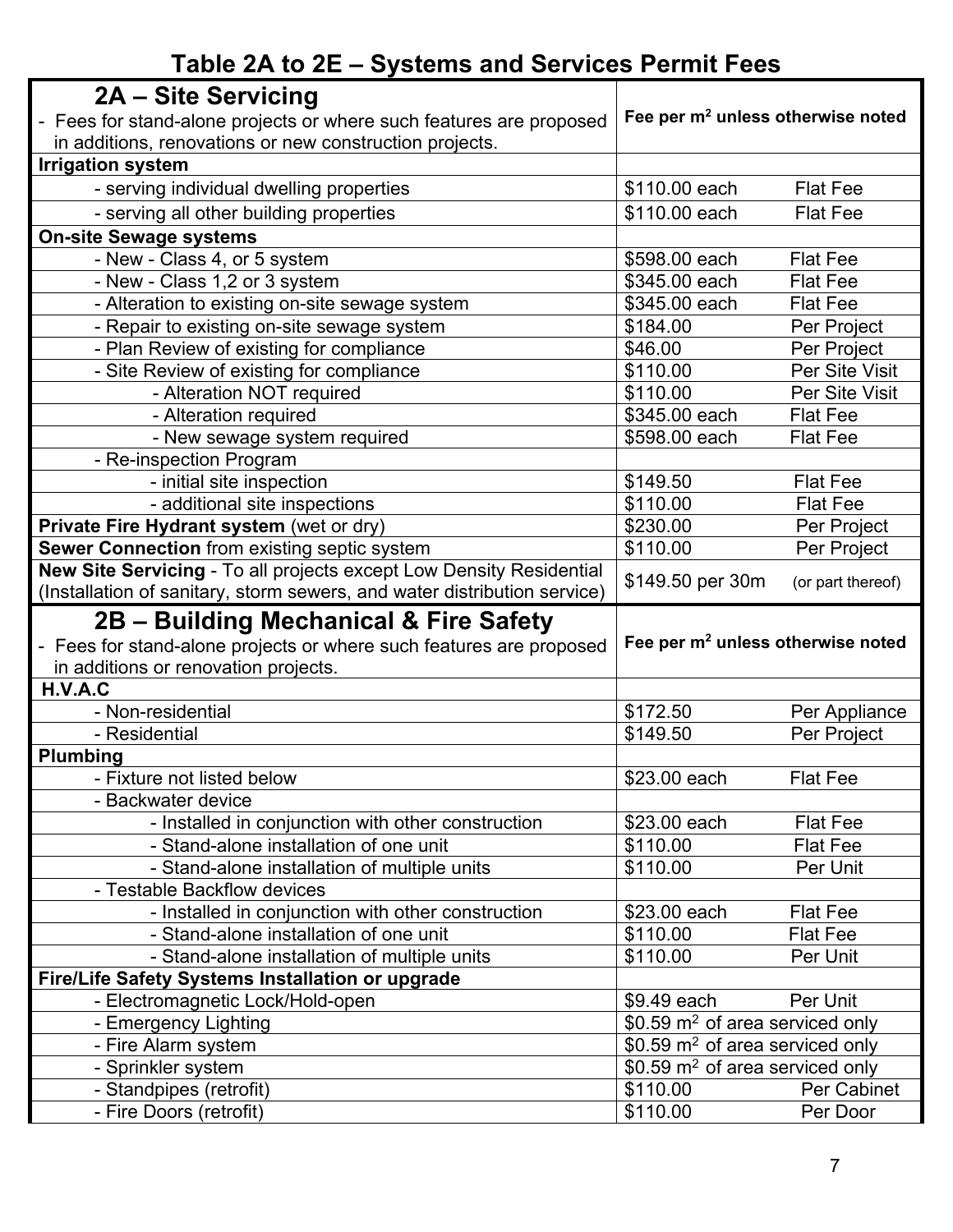# Table 2A to 2E – Systems and Services Permit Fees

| **2A – Site Servicing**<br>- Fees for stand-alone projects or where such features are proposed in additions, renovations or new construction projects. | **Fee per m² unless otherwise noted** | |
|---|---|---|
| **Irrigation system** | | |
| - serving individual dwelling properties | $110.00 each | Flat Fee |
| - serving all other building properties | $110.00 each | Flat Fee |
| **On-site Sewage systems** | | |
| - New - Class 4, or 5 system | $598.00 each | Flat Fee |
| - New - Class 1,2 or 3 system | $345.00 each | Flat Fee |
| - Alteration to existing on-site sewage system | $345.00 each | Flat Fee |
| - Repair to existing on-site sewage system | $184.00 | Per Project |
| - Plan Review of existing for compliance | $46.00 | Per Project |
| - Site Review of existing for compliance | $110.00 | Per Site Visit |
| - Alteration NOT required | $110.00 | Per Site Visit |
| - Alteration required | $345.00 each | Flat Fee |
| - New sewage system required | $598.00 each | Flat Fee |
| - Re-inspection Program | | |
| - initial site inspection | $149.50 | Flat Fee |
| - additional site inspections | $110.00 | Flat Fee |
| **Private Fire Hydrant system** (wet or dry) | $230.00 | Per Project |
| **Sewer Connection** from existing septic system | $110.00 | Per Project |
| **New Site Servicing** - To all projects except Low Density Residential (Installation of sanitary, storm sewers, and water distribution service) | $149.50 per 30m | (or part thereof) |

| **2B – Building Mechanical & Fire Safety**<br>- Fees for stand-alone projects or where such features are proposed in additions or renovation projects. | **Fee per m² unless otherwise noted** | |
|---|---|---|
| **H.V.A.C** | | |
| - Non-residential | $172.50 | Per Appliance |
| - Residential | $149.50 | Per Project |
| **Plumbing** | | |
| - Fixture not listed below | $23.00 each | Flat Fee |
| - Backwater device | | |
| - Installed in conjunction with other construction | $23.00 each | Flat Fee |
| - Stand-alone installation of one unit | $110.00 | Flat Fee |
| - Stand-alone installation of multiple units | $110.00 | Per Unit |
| - Testable Backflow devices | | |
| - Installed in conjunction with other construction | $23.00 each | Flat Fee |
| - Stand-alone installation of one unit | $110.00 | Flat Fee |
| - Stand-alone installation of multiple units | $110.00 | Per Unit |
| **Fire/Life Safety Systems Installation or upgrade** | | |
| - Electromagnetic Lock/Hold-open | $9.49 each | Per Unit |
| - Emergency Lighting | $0.59 m² of area serviced only | |
| - Fire Alarm system | $0.59 m² of area serviced only | |
| - Sprinkler system | $0.59 m² of area serviced only | |
| - Standpipes (retrofit) | $110.00 | Per Cabinet |
| - Fire Doors (retrofit) | $110.00 | Per Door |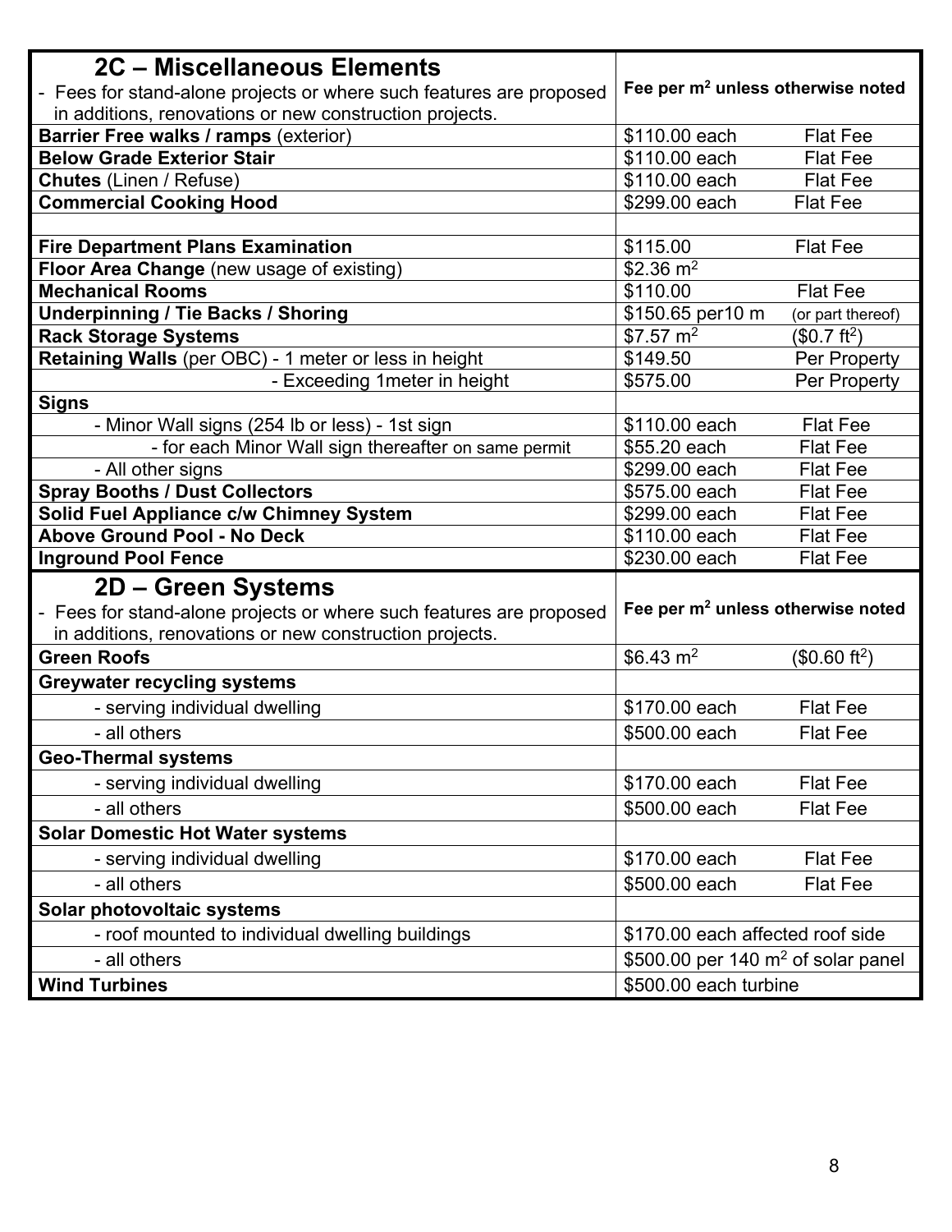| **2C – Miscellaneous Elements**<br>- Fees for stand-alone projects or where such features are proposed in additions, renovations or new construction projects. | **Fee per $m^2$ unless otherwise noted** | |
|---|---|---|
| **Barrier Free walks / ramps** (exterior) | \$110.00 each | Flat Fee |
| **Below Grade Exterior Stair** | \$110.00 each | Flat Fee |
| **Chutes** (Linen / Refuse) | \$110.00 each | Flat Fee |
| **Commercial Cooking Hood** | \$299.00 each | Flat Fee |
| | | |
| **Fire Department Plans Examination** | \$115.00 | Flat Fee |
| **Floor Area Change** (new usage of existing) | \$2.36 $m^2$ | |
| **Mechanical Rooms** | \$110.00 | Flat Fee |
| **Underpinning / Tie Backs / Shoring** | \$150.65 per10 m | (or part thereof) |
| **Rack Storage Systems** | \$7.57 $m^2$ | (\$0.7 $ft^2$) |
| **Retaining Walls** (per OBC) - 1 meter or less in height | \$149.50 | Per Property |
| - Exceeding 1meter in height | \$575.00 | Per Property |
| **Signs** | | |
| - Minor Wall signs (254 lb or less) - 1st sign | \$110.00 each | Flat Fee |
| - for each Minor Wall sign thereafter on same permit | \$55.20 each | Flat Fee |
| - All other signs | \$299.00 each | Flat Fee |
| **Spray Booths / Dust Collectors** | \$575.00 each | Flat Fee |
| **Solid Fuel Appliance c/w Chimney System** | \$299.00 each | Flat Fee |
| **Above Ground Pool - No Deck** | \$110.00 each | Flat Fee |
| **Inground Pool Fence** | \$230.00 each | Flat Fee |

| **2D – Green Systems**<br>- Fees for stand-alone projects or where such features are proposed in additions, renovations or new construction projects. | **Fee per $m^2$ unless otherwise noted** | |
|---|---|---|
| **Green Roofs** | \$6.43 $m^2$ | (\$0.60 $ft^2$) |
| **Greywater recycling systems** | | |
| - serving individual dwelling | \$170.00 each | Flat Fee |
| - all others | \$500.00 each | Flat Fee |
| **Geo-Thermal systems** | | |
| - serving individual dwelling | \$170.00 each | Flat Fee |
| - all others | \$500.00 each | Flat Fee |
| **Solar Domestic Hot Water systems** | | |
| - serving individual dwelling | \$170.00 each | Flat Fee |
| - all others | \$500.00 each | Flat Fee |
| **Solar photovoltaic systems** | | |
| - roof mounted to individual dwelling buildings | \$170.00 each affected roof side | |
| - all others | \$500.00 per 140 $m^2$ of solar panel | |
| **Wind Turbines** | \$500.00 each turbine | |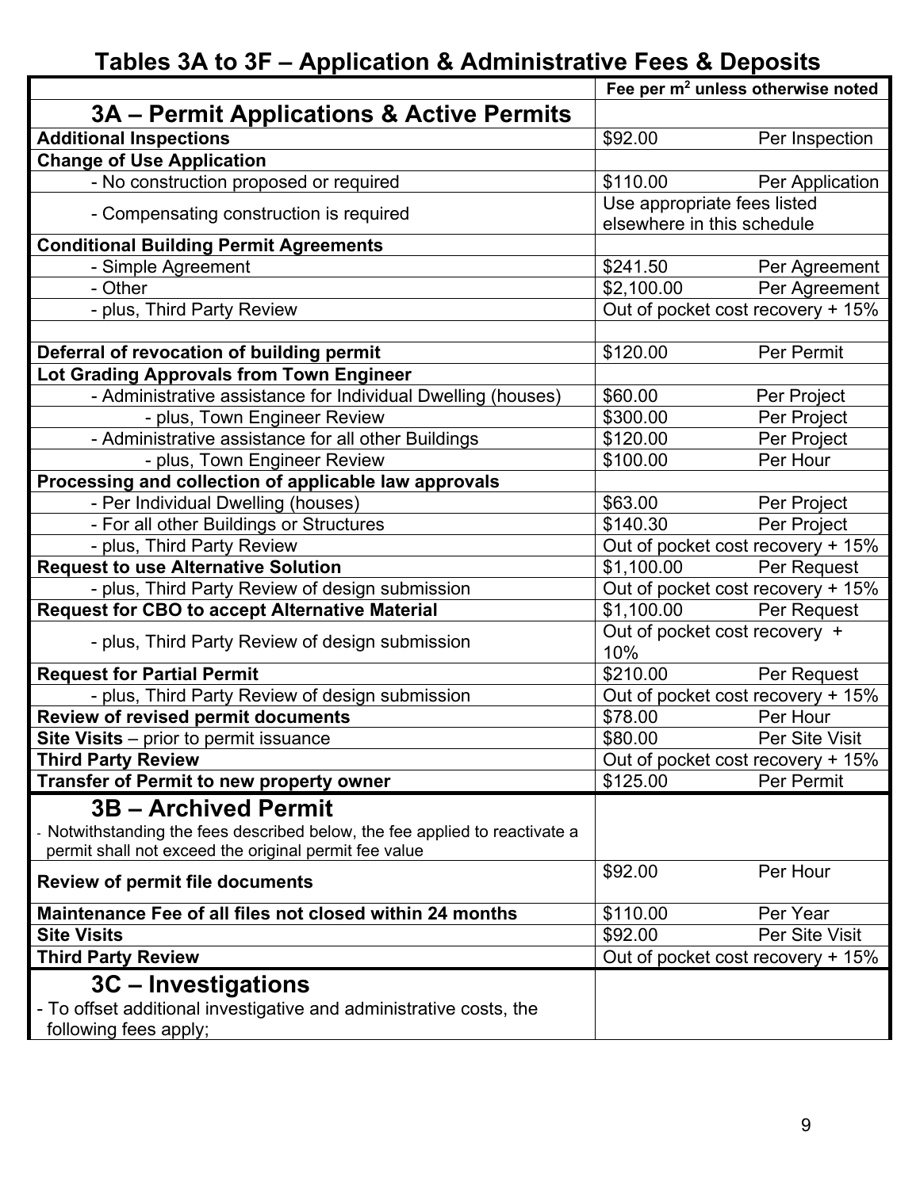# Tables 3A to 3F – Application & Administrative Fees & Deposits

| | Fee per $m^2$ unless otherwise noted | |
|---|---|---|
| **3A – Permit Applications & Active Permits** | | |
| **Additional Inspections** | $92.00 | Per Inspection |
| **Change of Use Application** | | |
| - No construction proposed or required | $110.00 | Per Application |
| - Compensating construction is required | Use appropriate fees listed elsewhere in this schedule | |
| **Conditional Building Permit Agreements** | | |
| - Simple Agreement | $241.50 | Per Agreement |
| - Other | $2,100.00 | Per Agreement |
| - plus, Third Party Review | Out of pocket cost recovery + 15% | |
| | | |
| **Deferral of revocation of building permit** | $120.00 | Per Permit |
| **Lot Grading Approvals from Town Engineer** | | |
| - Administrative assistance for Individual Dwelling (houses) | $60.00 | Per Project |
| - plus, Town Engineer Review | $300.00 | Per Project |
| - Administrative assistance for all other Buildings | $120.00 | Per Project |
| - plus, Town Engineer Review | $100.00 | Per Hour |
| **Processing and collection of applicable law approvals** | | |
| - Per Individual Dwelling (houses) | $63.00 | Per Project |
| - For all other Buildings or Structures | $140.30 | Per Project |
| - plus, Third Party Review | Out of pocket cost recovery + 15% | |
| **Request to use Alternative Solution** | $1,100.00 | Per Request |
| - plus, Third Party Review of design submission | Out of pocket cost recovery + 15% | |
| **Request for CBO to accept Alternative Material** | $1,100.00 | Per Request |
| - plus, Third Party Review of design submission | Out of pocket cost recovery + 10% | |
| **Request for Partial Permit** | $210.00 | Per Request |
| - plus, Third Party Review of design submission | Out of pocket cost recovery + 15% | |
| **Review of revised permit documents** | $78.00 | Per Hour |
| **Site Visits** – prior to permit issuance | $80.00 | Per Site Visit |
| **Third Party Review** | Out of pocket cost recovery + 15% | |
| **Transfer of Permit to new property owner** | $125.00 | Per Permit |
| **3B – Archived Permit**<br>- Notwithstanding the fees described below, the fee applied to reactivate a permit shall not exceed the original permit fee value | | |
| **Review of permit file documents** | $92.00 | Per Hour |
| **Maintenance Fee of all files not closed within 24 months** | $110.00 | Per Year |
| **Site Visits** | $92.00 | Per Site Visit |
| **Third Party Review** | Out of pocket cost recovery + 15% | |
| **3C – Investigations**<br>- To offset additional investigative and administrative costs, the following fees apply; | | |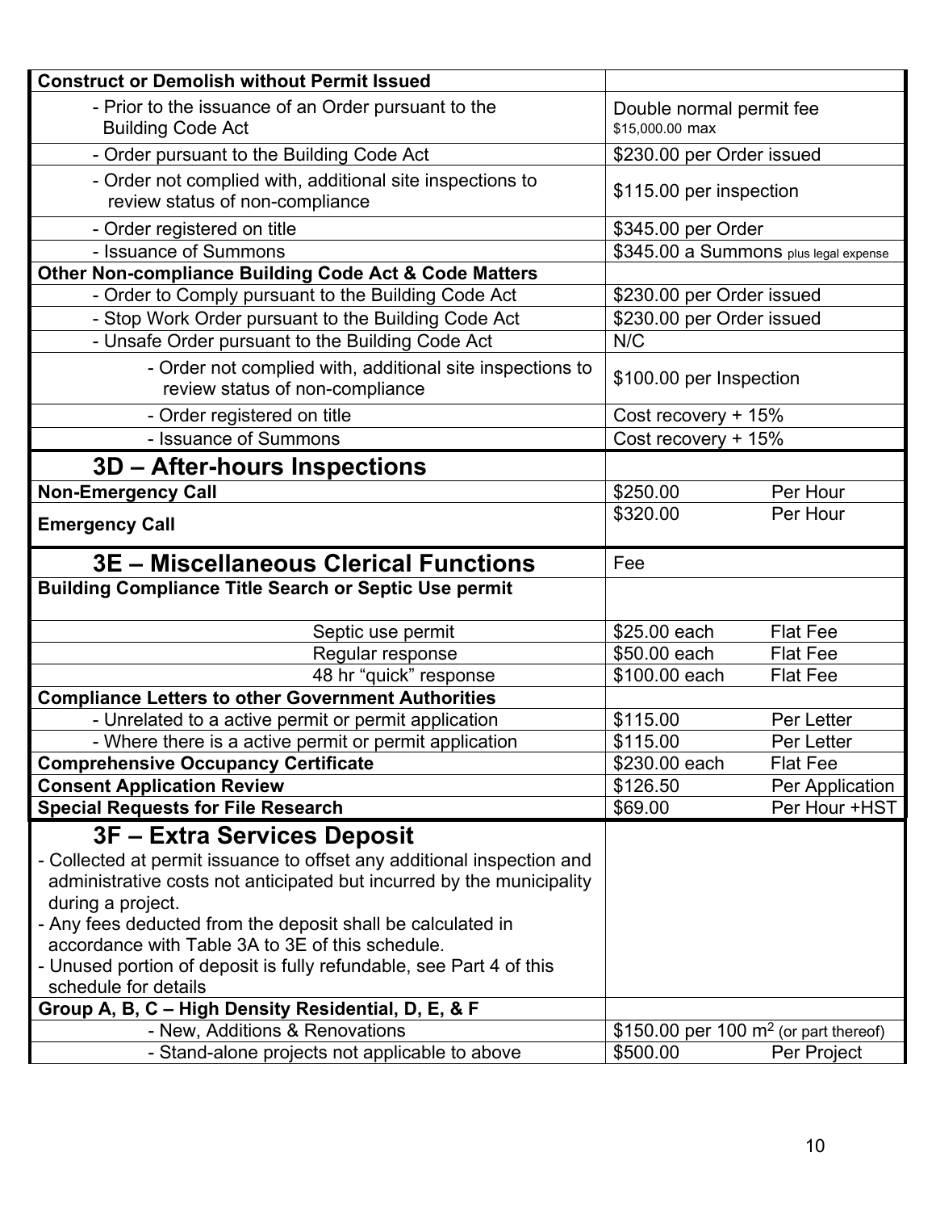| | |
|---|---|
| **Construct or Demolish without Permit Issued** | |
| - Prior to the issuance of an Order pursuant to the Building Code Act | Double normal permit fee $15,000.00 max |
| - Order pursuant to the Building Code Act | $230.00 per Order issued |
| - Order not complied with, additional site inspections to review status of non-compliance | $115.00 per inspection |
| - Order registered on title | $345.00 per Order |
| - Issuance of Summons | $345.00 a Summons plus legal expense |
| **Other Non-compliance Building Code Act & Code Matters** | |
| - Order to Comply pursuant to the Building Code Act | $230.00 per Order issued |
| - Stop Work Order pursuant to the Building Code Act | $230.00 per Order issued |
| - Unsafe Order pursuant to the Building Code Act | N/C |
| - Order not complied with, additional site inspections to review status of non-compliance | $100.00 per Inspection |
| - Order registered on title | Cost recovery + 15% |
| - Issuance of Summons | Cost recovery + 15% |

## 3D – After-hours Inspections

| | | |
|---|---|---|
| **Non-Emergency Call** | $250.00 | Per Hour |
| **Emergency Call** | $320.00 | Per Hour |

## 3E – Miscellaneous Clerical Functions

| | Fee | |
|---|---|---|
| **Building Compliance Title Search or Septic Use permit** | | |
| Septic use permit | $25.00 each | Flat Fee |
| Regular response | $50.00 each | Flat Fee |
| 48 hr "quick" response | $100.00 each | Flat Fee |
| **Compliance Letters to other Government Authorities** | | |
| - Unrelated to a active permit or permit application | $115.00 | Per Letter |
| - Where there is a active permit or permit application | $115.00 | Per Letter |
| **Comprehensive Occupancy Certificate** | $230.00 each | Flat Fee |
| **Consent Application Review** | $126.50 | Per Application |
| **Special Requests for File Research** | $69.00 | Per Hour +HST |

## 3F – Extra Services Deposit

- Collected at permit issuance to offset any additional inspection and administrative costs not anticipated but incurred by the municipality during a project.
- Any fees deducted from the deposit shall be calculated in accordance with Table 3A to 3E of this schedule.
- Unused portion of deposit is fully refundable, see Part 4 of this schedule for details

| | | |
|---|---|---|
| **Group A, B, C – High Density Residential, D, E, & F** | | |
| - New, Additions & Renovations | $150.00 per 100 $m^2$ (or part thereof) | |
| - Stand-alone projects not applicable to above | $500.00 | Per Project |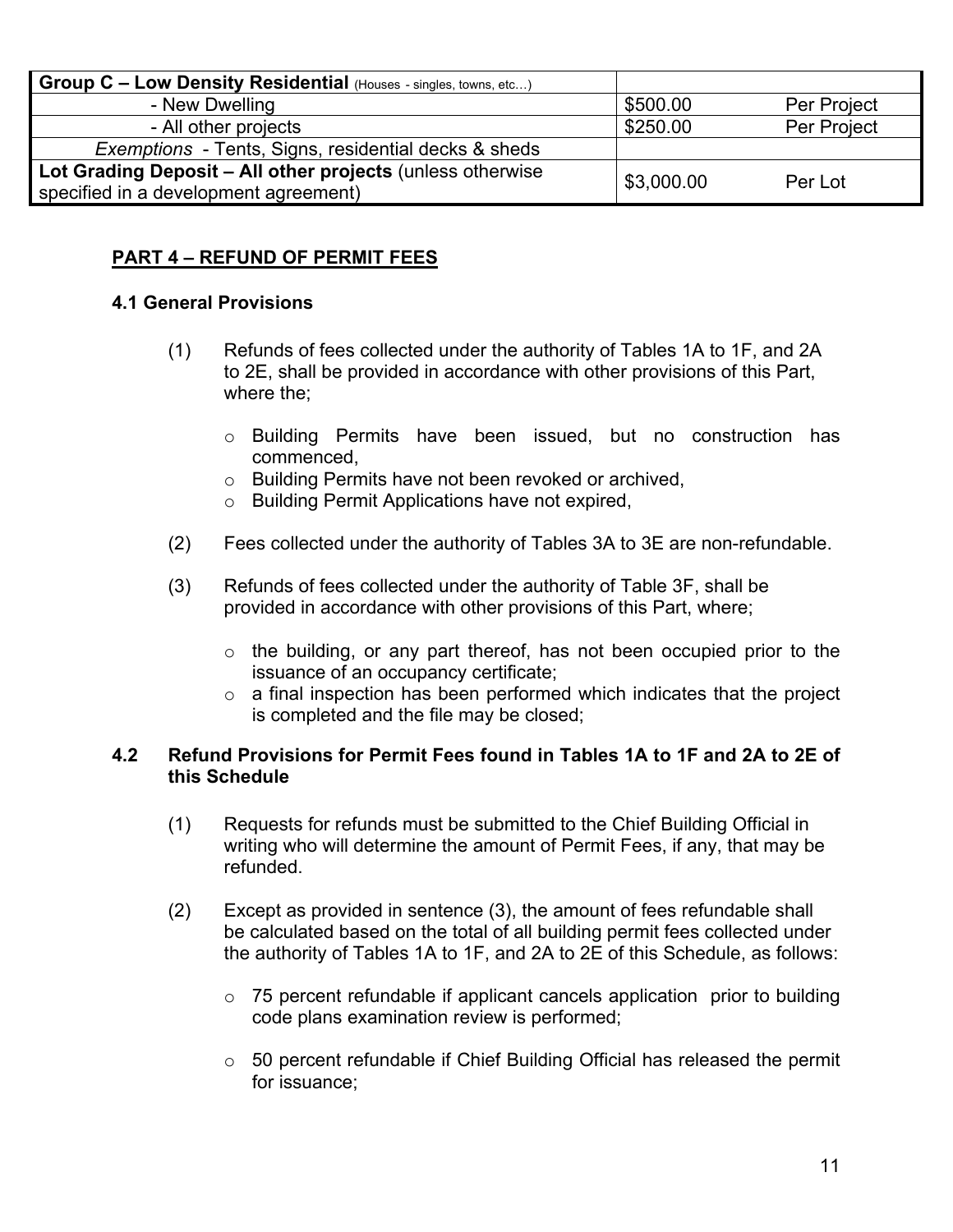| **Group C – Low Density Residential** (Houses - singles, towns, etc…) | | |
|---|---|---|
| - New Dwelling | $500.00 | Per Project |
| - All other projects | $250.00 | Per Project |
| *Exemptions* - Tents, Signs, residential decks & sheds | | |
| **Lot Grading Deposit – All other projects** (unless otherwise specified in a development agreement) | $3,000.00 | Per Lot |

## PART 4 – REFUND OF PERMIT FEES

### 4.1 General Provisions

(1) Refunds of fees collected under the authority of Tables 1A to 1F, and 2A to 2E, shall be provided in accordance with other provisions of this Part, where the;

- Building Permits have been issued, but no construction has commenced,
- Building Permits have not been revoked or archived,
- Building Permit Applications have not expired,

(2) Fees collected under the authority of Tables 3A to 3E are non-refundable.

(3) Refunds of fees collected under the authority of Table 3F, shall be provided in accordance with other provisions of this Part, where;

- the building, or any part thereof, has not been occupied prior to the issuance of an occupancy certificate;
- a final inspection has been performed which indicates that the project is completed and the file may be closed;

### 4.2 Refund Provisions for Permit Fees found in Tables 1A to 1F and 2A to 2E of this Schedule

(1) Requests for refunds must be submitted to the Chief Building Official in writing who will determine the amount of Permit Fees, if any, that may be refunded.

(2) Except as provided in sentence (3), the amount of fees refundable shall be calculated based on the total of all building permit fees collected under the authority of Tables 1A to 1F, and 2A to 2E of this Schedule, as follows:

- 75 percent refundable if applicant cancels application prior to building code plans examination review is performed;
- 50 percent refundable if Chief Building Official has released the permit for issuance;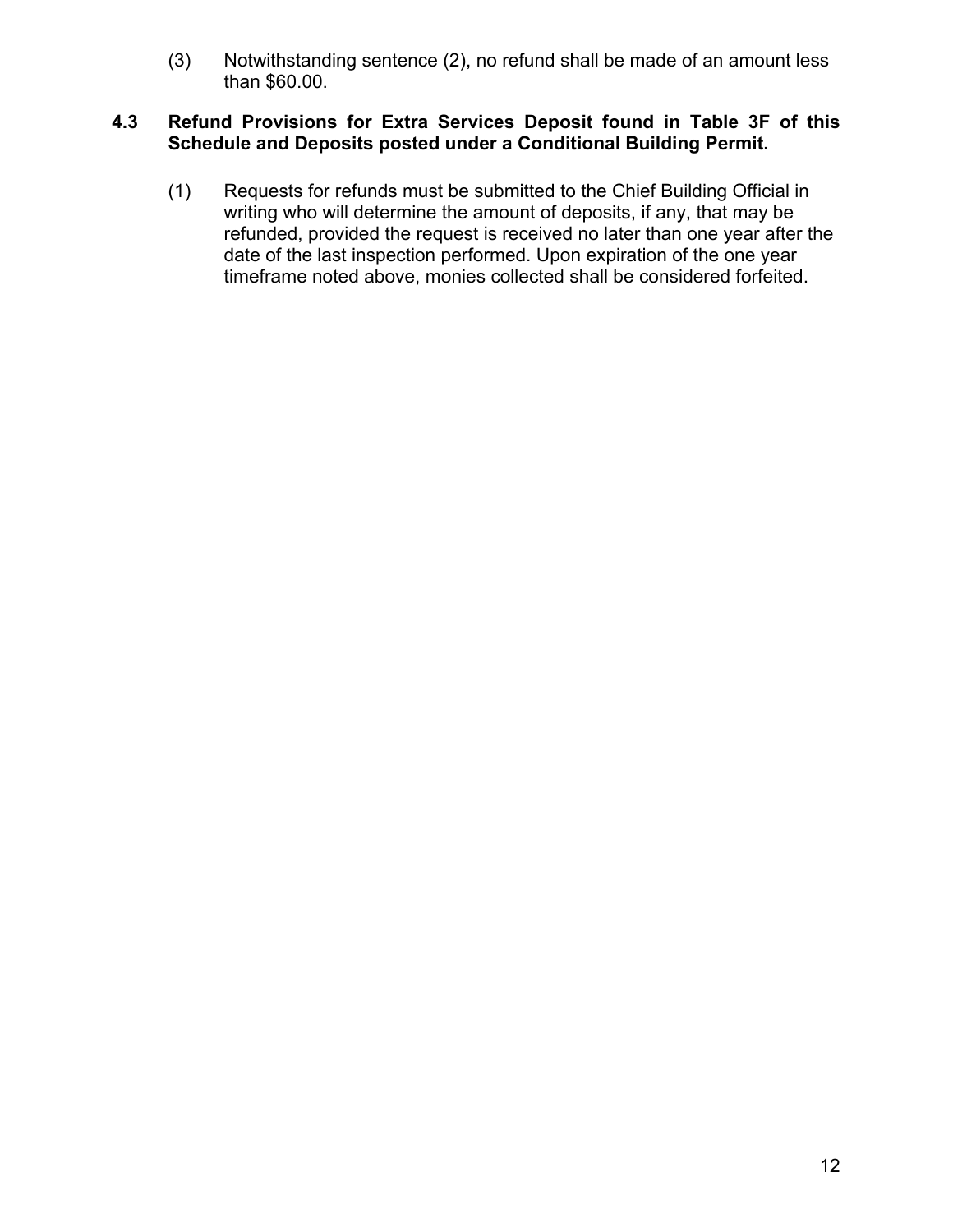(3) Notwithstanding sentence (2), no refund shall be made of an amount less than $60.00.

### 4.3 Refund Provisions for Extra Services Deposit found in Table 3F of this Schedule and Deposits posted under a Conditional Building Permit.

(1) Requests for refunds must be submitted to the Chief Building Official in writing who will determine the amount of deposits, if any, that may be refunded, provided the request is received no later than one year after the date of the last inspection performed. Upon expiration of the one year timeframe noted above, monies collected shall be considered forfeited.